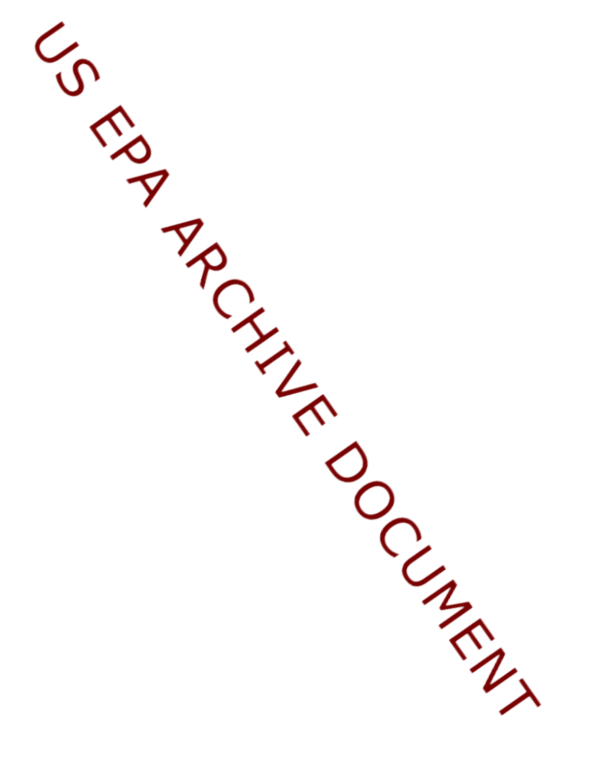US EPA ARCHIVE DOCUMENT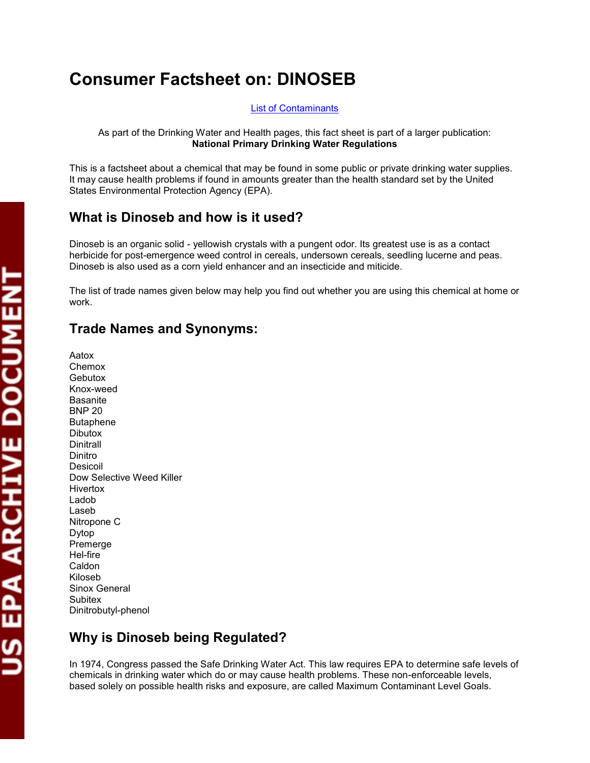# Consumer Factsheet on: DINOSEB

[List of Contaminants]

As part of the Drinking Water and Health pages, this fact sheet is part of a larger publication:
**National Primary Drinking Water Regulations**

This is a factsheet about a chemical that may be found in some public or private drinking water supplies. It may cause health problems if found in amounts greater than the health standard set by the United States Environmental Protection Agency (EPA).

## What is Dinoseb and how is it used?

Dinoseb is an organic solid - yellowish crystals with a pungent odor. Its greatest use is as a contact herbicide for post-emergence weed control in cereals, undersown cereals, seedling lucerne and peas. Dinoseb is also used as a corn yield enhancer and an insecticide and miticide.

The list of trade names given below may help you find out whether you are using this chemical at home or work.

## Trade Names and Synonyms:

Aatox
Chemox
Gebutox
Knox-weed
Basanite
BNP 20
Butaphene
Dibutox
Dinitrall
Dinitro
Desicoil
Dow Selective Weed Killer
Hivertox
Ladob
Laseb
Nitropone C
Dytop
Premerge
Hel-fire
Caldon
Kiloseb
Sinox General
Subitex
Dinitrobutyl-phenol

## Why is Dinoseb being Regulated?

In 1974, Congress passed the Safe Drinking Water Act. This law requires EPA to determine safe levels of chemicals in drinking water which do or may cause health problems. These non-enforceable levels, based solely on possible health risks and exposure, are called Maximum Contaminant Level Goals.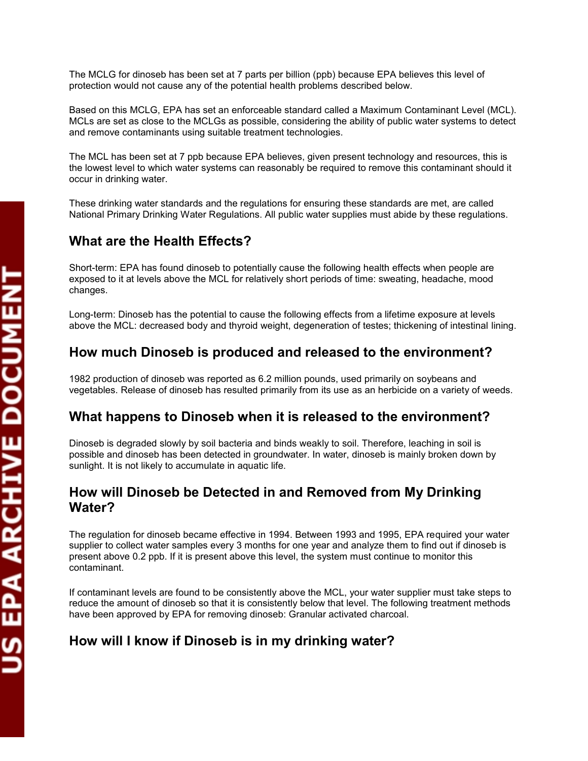The MCLG for dinoseb has been set at 7 parts per billion (ppb) because EPA believes this level of protection would not cause any of the potential health problems described below.

Based on this MCLG, EPA has set an enforceable standard called a Maximum Contaminant Level (MCL). MCLs are set as close to the MCLGs as possible, considering the ability of public water systems to detect and remove contaminants using suitable treatment technologies.

The MCL has been set at 7 ppb because EPA believes, given present technology and resources, this is the lowest level to which water systems can reasonably be required to remove this contaminant should it occur in drinking water.

These drinking water standards and the regulations for ensuring these standards are met, are called National Primary Drinking Water Regulations. All public water supplies must abide by these regulations.

## What are the Health Effects?

Short-term: EPA has found dinoseb to potentially cause the following health effects when people are exposed to it at levels above the MCL for relatively short periods of time: sweating, headache, mood changes.

Long-term: Dinoseb has the potential to cause the following effects from a lifetime exposure at levels above the MCL: decreased body and thyroid weight, degeneration of testes; thickening of intestinal lining.

## How much Dinoseb is produced and released to the environment?

1982 production of dinoseb was reported as 6.2 million pounds, used primarily on soybeans and vegetables. Release of dinoseb has resulted primarily from its use as an herbicide on a variety of weeds.

## What happens to Dinoseb when it is released to the environment?

Dinoseb is degraded slowly by soil bacteria and binds weakly to soil. Therefore, leaching in soil is possible and dinoseb has been detected in groundwater. In water, dinoseb is mainly broken down by sunlight. It is not likely to accumulate in aquatic life.

## How will Dinoseb be Detected in and Removed from My Drinking Water?

The regulation for dinoseb became effective in 1994. Between 1993 and 1995, EPA required your water supplier to collect water samples every 3 months for one year and analyze them to find out if dinoseb is present above 0.2 ppb. If it is present above this level, the system must continue to monitor this contaminant.

If contaminant levels are found to be consistently above the MCL, your water supplier must take steps to reduce the amount of dinoseb so that it is consistently below that level. The following treatment methods have been approved by EPA for removing dinoseb: Granular activated charcoal.

## How will I know if Dinoseb is in my drinking water?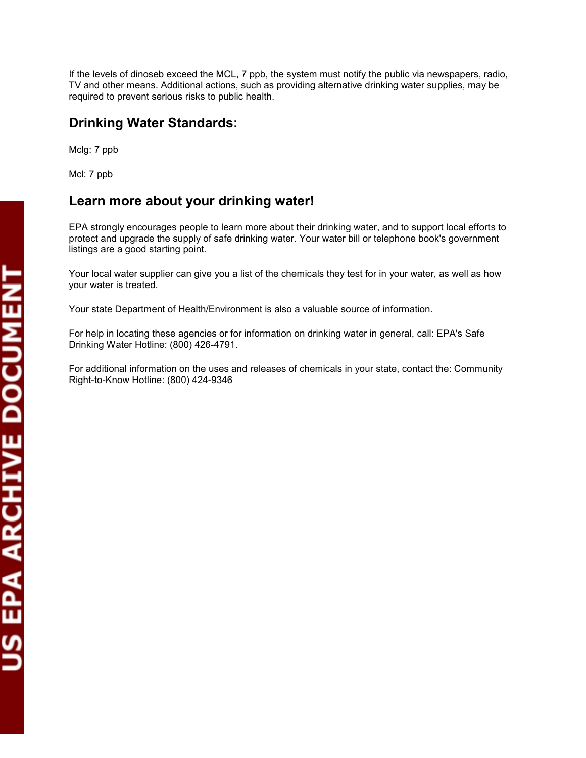If the levels of dinoseb exceed the MCL, 7 ppb, the system must notify the public via newspapers, radio, TV and other means. Additional actions, such as providing alternative drinking water supplies, may be required to prevent serious risks to public health.

## Drinking Water Standards:

Mclg: 7 ppb

Mcl: 7 ppb

## Learn more about your drinking water!

EPA strongly encourages people to learn more about their drinking water, and to support local efforts to protect and upgrade the supply of safe drinking water. Your water bill or telephone book's government listings are a good starting point.

Your local water supplier can give you a list of the chemicals they test for in your water, as well as how your water is treated.

Your state Department of Health/Environment is also a valuable source of information.

For help in locating these agencies or for information on drinking water in general, call: EPA's Safe Drinking Water Hotline: (800) 426-4791.

For additional information on the uses and releases of chemicals in your state, contact the: Community Right-to-Know Hotline: (800) 424-9346